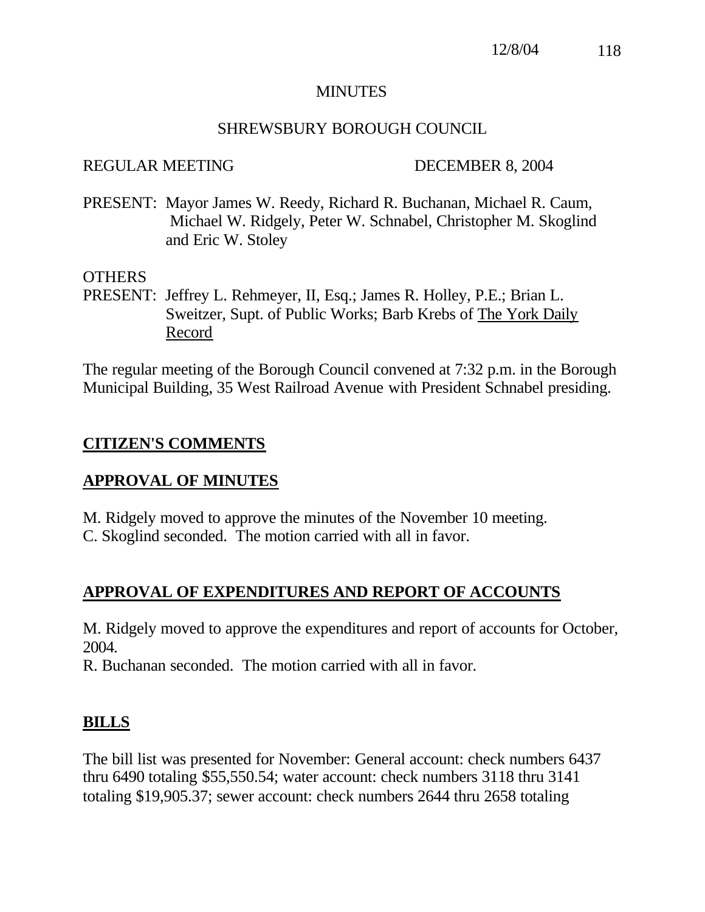MINUTES

SHREWSBURY BOROUGH COUNCIL

REGULAR MEETING DECEMBER 8, 2004

PRESENT: Mayor James W. Reedy, Richard R. Buchanan, Michael R. Caum, Michael W. Ridgely, Peter W. Schnabel, Christopher M. Skoglind and Eric W. Stoley

OTHERS
PRESENT: Jeffrey L. Rehmeyer, II, Esq.; James R. Holley, P.E.; Brian L. Sweitzer, Supt. of Public Works; Barb Krebs of The York Daily Record

The regular meeting of the Borough Council convened at 7:32 p.m. in the Borough Municipal Building, 35 West Railroad Avenue with President Schnabel presiding.

## CITIZEN'S COMMENTS

## APPROVAL OF MINUTES

M. Ridgely moved to approve the minutes of the November 10 meeting.
C. Skoglind seconded. The motion carried with all in favor.

## APPROVAL OF EXPENDITURES AND REPORT OF ACCOUNTS

M. Ridgely moved to approve the expenditures and report of accounts for October, 2004.
R. Buchanan seconded. The motion carried with all in favor.

## BILLS

The bill list was presented for November: General account: check numbers 6437 thru 6490 totaling $55,550.54; water account: check numbers 3118 thru 3141 totaling $19,905.37; sewer account: check numbers 2644 thru 2658 totaling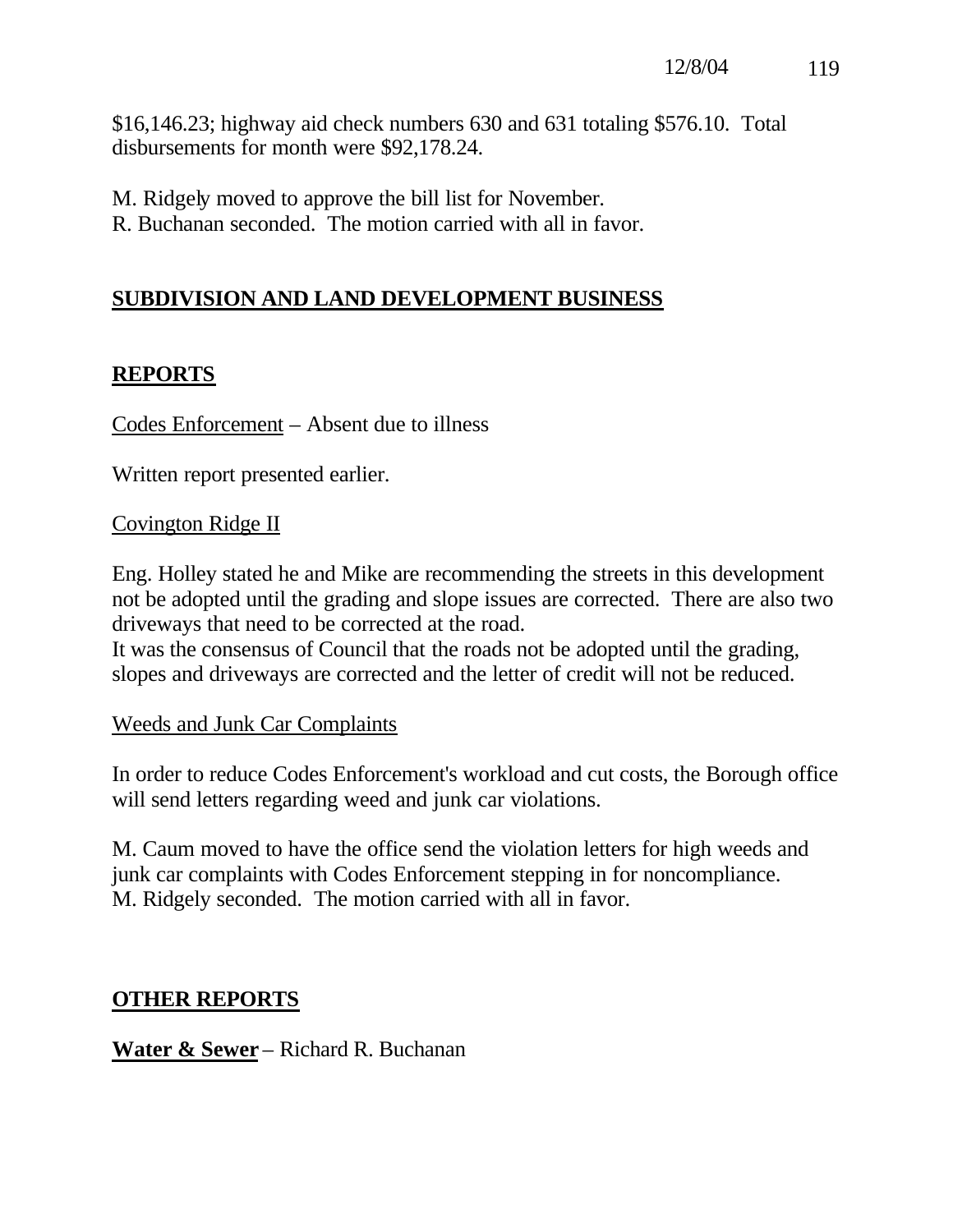$16,146.23; highway aid check numbers 630 and 631 totaling $576.10. Total disbursements for month were $92,178.24.

M. Ridgely moved to approve the bill list for November.
R. Buchanan seconded. The motion carried with all in favor.

## SUBDIVISION AND LAND DEVELOPMENT BUSINESS

## REPORTS

Codes Enforcement – Absent due to illness

Written report presented earlier.

Covington Ridge II

Eng. Holley stated he and Mike are recommending the streets in this development not be adopted until the grading and slope issues are corrected. There are also two driveways that need to be corrected at the road.
It was the consensus of Council that the roads not be adopted until the grading, slopes and driveways are corrected and the letter of credit will not be reduced.

Weeds and Junk Car Complaints

In order to reduce Codes Enforcement's workload and cut costs, the Borough office will send letters regarding weed and junk car violations.

M. Caum moved to have the office send the violation letters for high weeds and junk car complaints with Codes Enforcement stepping in for noncompliance.
M. Ridgely seconded. The motion carried with all in favor.

## OTHER REPORTS

**Water & Sewer** – Richard R. Buchanan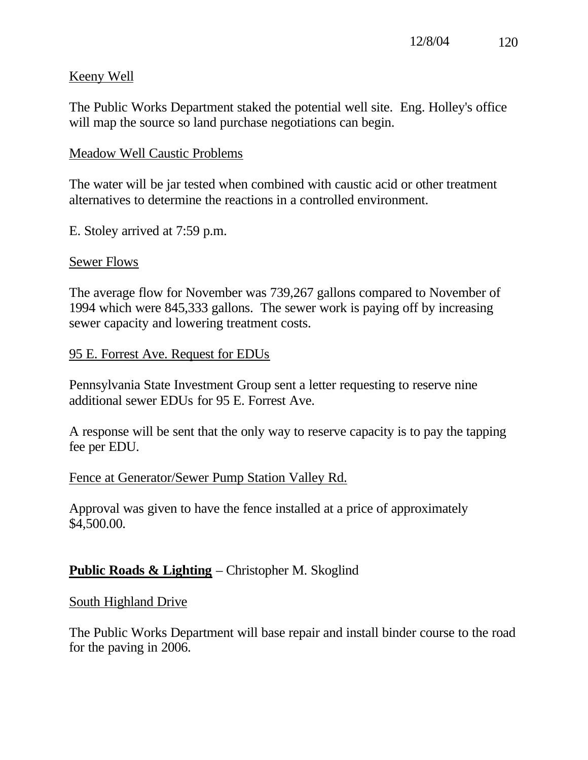Keeny Well

The Public Works Department staked the potential well site. Eng. Holley's office will map the source so land purchase negotiations can begin.

Meadow Well Caustic Problems

The water will be jar tested when combined with caustic acid or other treatment alternatives to determine the reactions in a controlled environment.

E. Stoley arrived at 7:59 p.m.

Sewer Flows

The average flow for November was 739,267 gallons compared to November of 1994 which were 845,333 gallons. The sewer work is paying off by increasing sewer capacity and lowering treatment costs.

95 E. Forrest Ave. Request for EDUs

Pennsylvania State Investment Group sent a letter requesting to reserve nine additional sewer EDUs for 95 E. Forrest Ave.

A response will be sent that the only way to reserve capacity is to pay the tapping fee per EDU.

Fence at Generator/Sewer Pump Station Valley Rd.

Approval was given to have the fence installed at a price of approximately $4,500.00.

**Public Roads & Lighting** – Christopher M. Skoglind

South Highland Drive

The Public Works Department will base repair and install binder course to the road for the paving in 2006.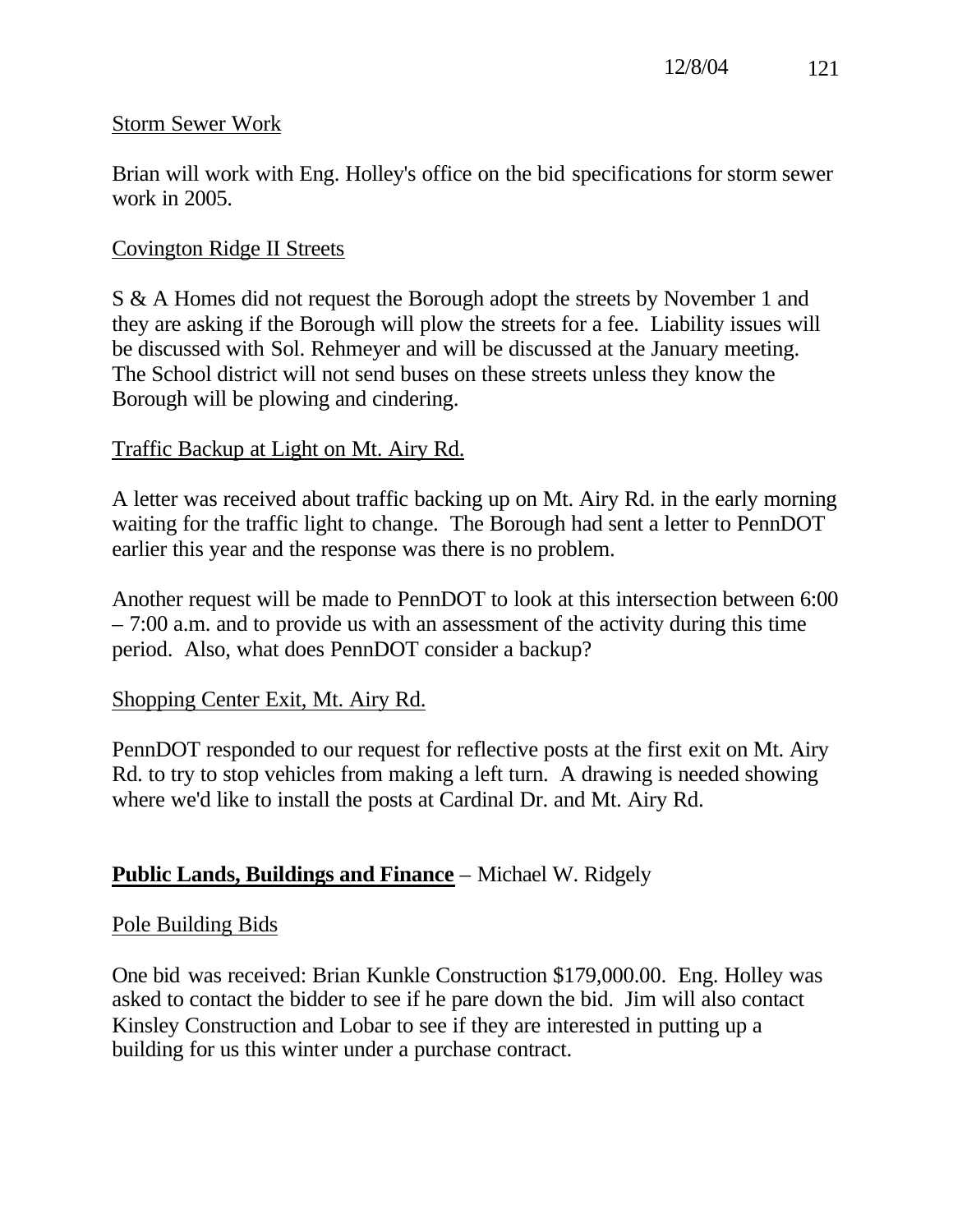Storm Sewer Work

Brian will work with Eng. Holley's office on the bid specifications for storm sewer work in 2005.

Covington Ridge II Streets

S & A Homes did not request the Borough adopt the streets by November 1 and they are asking if the Borough will plow the streets for a fee. Liability issues will be discussed with Sol. Rehmeyer and will be discussed at the January meeting. The School district will not send buses on these streets unless they know the Borough will be plowing and cindering.

Traffic Backup at Light on Mt. Airy Rd.

A letter was received about traffic backing up on Mt. Airy Rd. in the early morning waiting for the traffic light to change. The Borough had sent a letter to PennDOT earlier this year and the response was there is no problem.

Another request will be made to PennDOT to look at this intersection between 6:00 – 7:00 a.m. and to provide us with an assessment of the activity during this time period. Also, what does PennDOT consider a backup?

Shopping Center Exit, Mt. Airy Rd.

PennDOT responded to our request for reflective posts at the first exit on Mt. Airy Rd. to try to stop vehicles from making a left turn. A drawing is needed showing where we'd like to install the posts at Cardinal Dr. and Mt. Airy Rd.

**Public Lands, Buildings and Finance** – Michael W. Ridgely

Pole Building Bids

One bid was received: Brian Kunkle Construction $179,000.00. Eng. Holley was asked to contact the bidder to see if he pare down the bid. Jim will also contact Kinsley Construction and Lobar to see if they are interested in putting up a building for us this winter under a purchase contract.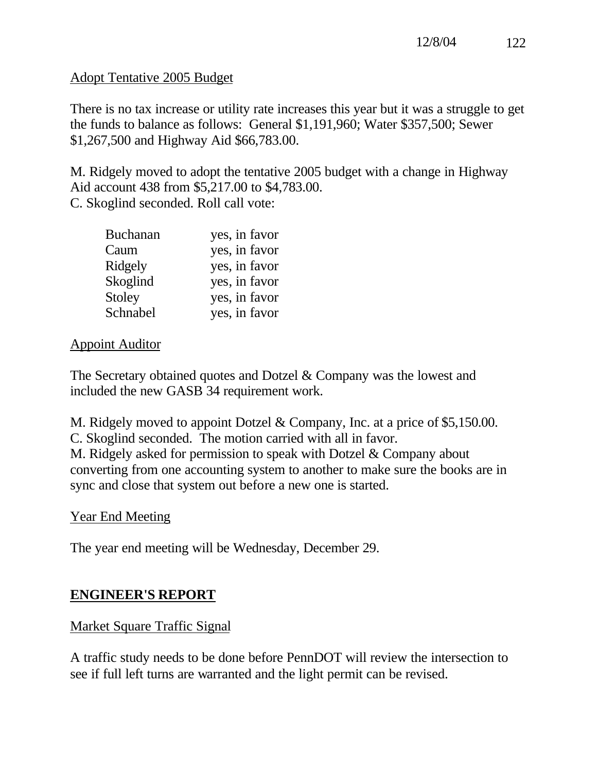Adopt Tentative 2005 Budget

There is no tax increase or utility rate increases this year but it was a struggle to get the funds to balance as follows: General $1,191,960; Water $357,500; Sewer $1,267,500 and Highway Aid $66,783.00.

M. Ridgely moved to adopt the tentative 2005 budget with a change in Highway Aid account 438 from $5,217.00 to $4,783.00.
C. Skoglind seconded. Roll call vote:

| | |
|---|---|
| Buchanan | yes, in favor |
| Caum | yes, in favor |
| Ridgely | yes, in favor |
| Skoglind | yes, in favor |
| Stoley | yes, in favor |
| Schnabel | yes, in favor |

Appoint Auditor

The Secretary obtained quotes and Dotzel & Company was the lowest and included the new GASB 34 requirement work.

M. Ridgely moved to appoint Dotzel & Company, Inc. at a price of $5,150.00.
C. Skoglind seconded. The motion carried with all in favor.
M. Ridgely asked for permission to speak with Dotzel & Company about converting from one accounting system to another to make sure the books are in sync and close that system out before a new one is started.

Year End Meeting

The year end meeting will be Wednesday, December 29.

## ENGINEER'S REPORT

Market Square Traffic Signal

A traffic study needs to be done before PennDOT will review the intersection to see if full left turns are warranted and the light permit can be revised.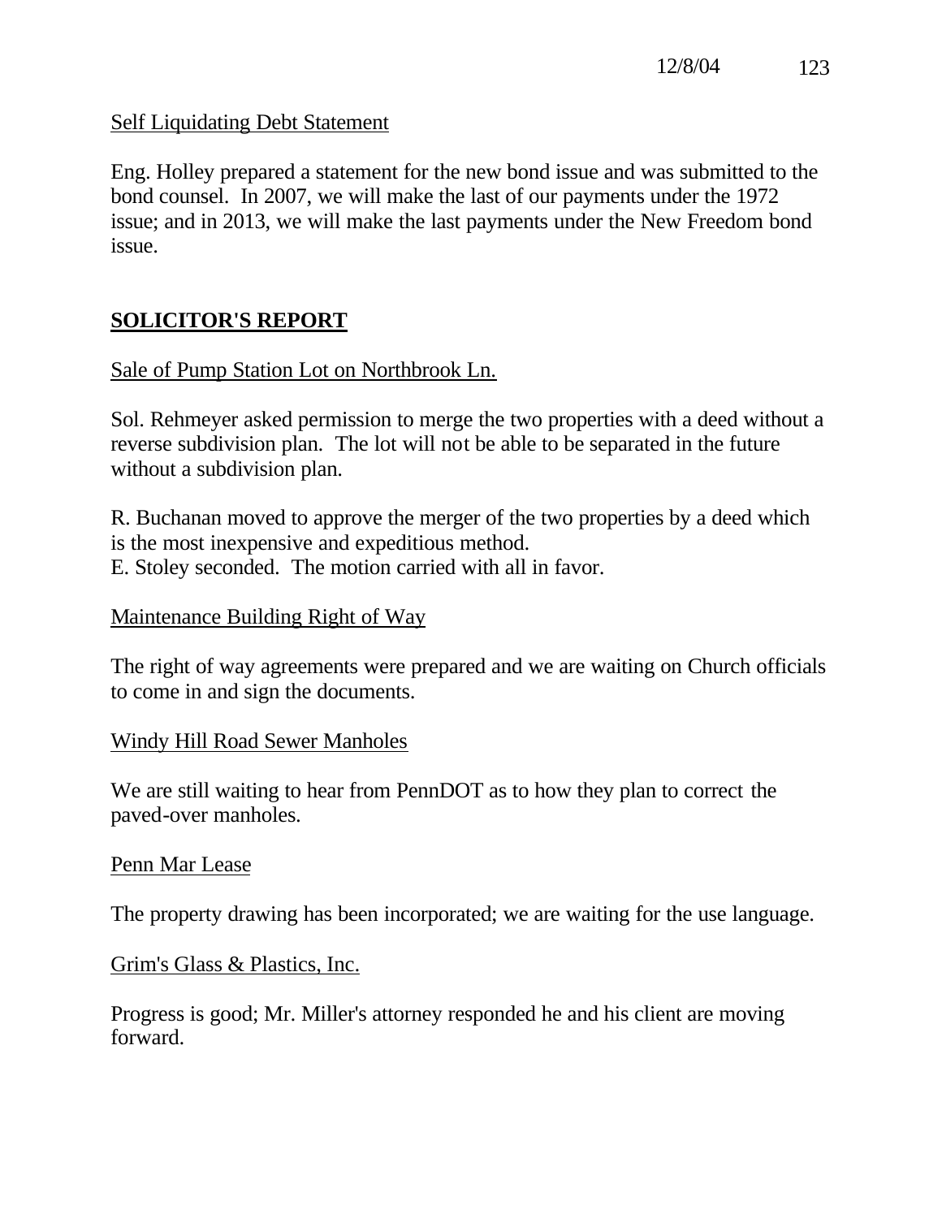Self Liquidating Debt Statement

Eng. Holley prepared a statement for the new bond issue and was submitted to the bond counsel. In 2007, we will make the last of our payments under the 1972 issue; and in 2013, we will make the last payments under the New Freedom bond issue.

## SOLICITOR'S REPORT

Sale of Pump Station Lot on Northbrook Ln.

Sol. Rehmeyer asked permission to merge the two properties with a deed without a reverse subdivision plan. The lot will not be able to be separated in the future without a subdivision plan.

R. Buchanan moved to approve the merger of the two properties by a deed which is the most inexpensive and expeditious method.
E. Stoley seconded. The motion carried with all in favor.

Maintenance Building Right of Way

The right of way agreements were prepared and we are waiting on Church officials to come in and sign the documents.

Windy Hill Road Sewer Manholes

We are still waiting to hear from PennDOT as to how they plan to correct the paved-over manholes.

Penn Mar Lease

The property drawing has been incorporated; we are waiting for the use language.

Grim's Glass & Plastics, Inc.

Progress is good; Mr. Miller's attorney responded he and his client are moving forward.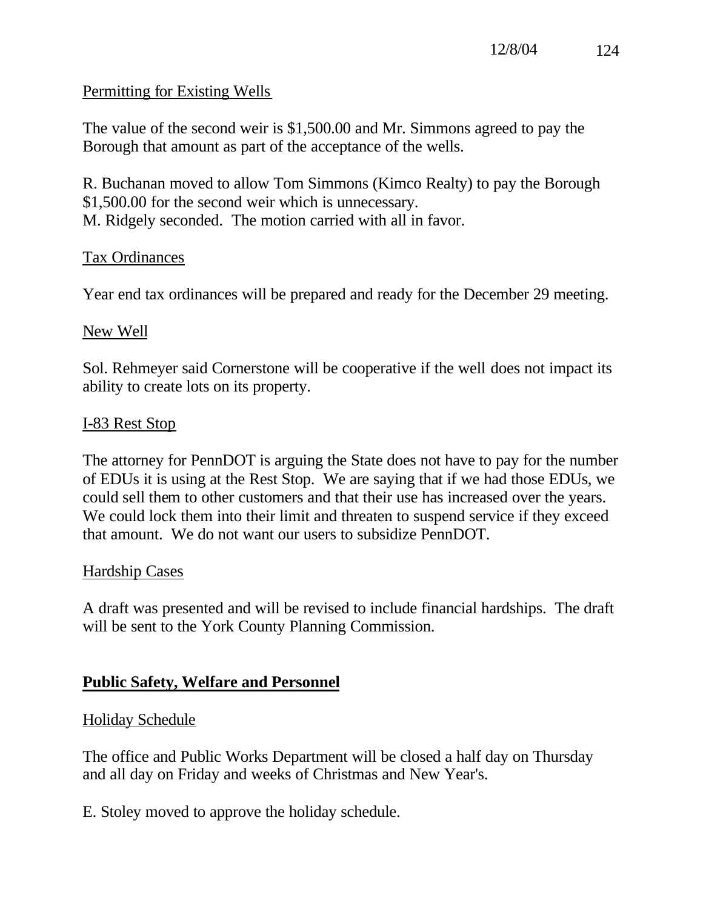Permitting for Existing Wells

The value of the second weir is $1,500.00 and Mr. Simmons agreed to pay the Borough that amount as part of the acceptance of the wells.

R. Buchanan moved to allow Tom Simmons (Kimco Realty) to pay the Borough $1,500.00 for the second weir which is unnecessary.
M. Ridgely seconded. The motion carried with all in favor.

Tax Ordinances

Year end tax ordinances will be prepared and ready for the December 29 meeting.

New Well

Sol. Rehmeyer said Cornerstone will be cooperative if the well does not impact its ability to create lots on its property.

I-83 Rest Stop

The attorney for PennDOT is arguing the State does not have to pay for the number of EDUs it is using at the Rest Stop. We are saying that if we had those EDUs, we could sell them to other customers and that their use has increased over the years. We could lock them into their limit and threaten to suspend service if they exceed that amount. We do not want our users to subsidize PennDOT.

Hardship Cases

A draft was presented and will be revised to include financial hardships. The draft will be sent to the York County Planning Commission.

## Public Safety, Welfare and Personnel

Holiday Schedule

The office and Public Works Department will be closed a half day on Thursday and all day on Friday and weeks of Christmas and New Year's.

E. Stoley moved to approve the holiday schedule.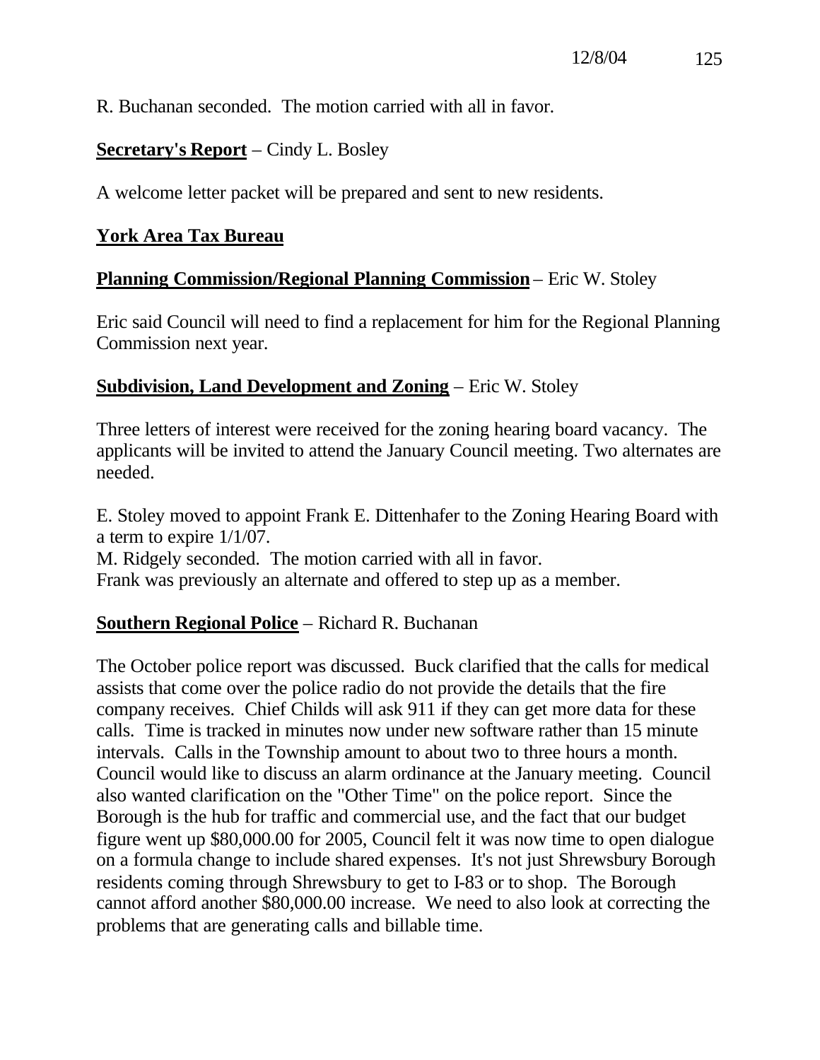R. Buchanan seconded. The motion carried with all in favor.

**Secretary's Report** – Cindy L. Bosley

A welcome letter packet will be prepared and sent to new residents.

**York Area Tax Bureau**

**Planning Commission/Regional Planning Commission** – Eric W. Stoley

Eric said Council will need to find a replacement for him for the Regional Planning Commission next year.

**Subdivision, Land Development and Zoning** – Eric W. Stoley

Three letters of interest were received for the zoning hearing board vacancy. The applicants will be invited to attend the January Council meeting. Two alternates are needed.

E. Stoley moved to appoint Frank E. Dittenhafer to the Zoning Hearing Board with a term to expire 1/1/07.
M. Ridgely seconded. The motion carried with all in favor.
Frank was previously an alternate and offered to step up as a member.

**Southern Regional Police** – Richard R. Buchanan

The October police report was discussed. Buck clarified that the calls for medical assists that come over the police radio do not provide the details that the fire company receives. Chief Childs will ask 911 if they can get more data for these calls. Time is tracked in minutes now under new software rather than 15 minute intervals. Calls in the Township amount to about two to three hours a month. Council would like to discuss an alarm ordinance at the January meeting. Council also wanted clarification on the "Other Time" on the police report. Since the Borough is the hub for traffic and commercial use, and the fact that our budget figure went up $80,000.00 for 2005, Council felt it was now time to open dialogue on a formula change to include shared expenses. It's not just Shrewsbury Borough residents coming through Shrewsbury to get to I-83 or to shop. The Borough cannot afford another $80,000.00 increase. We need to also look at correcting the problems that are generating calls and billable time.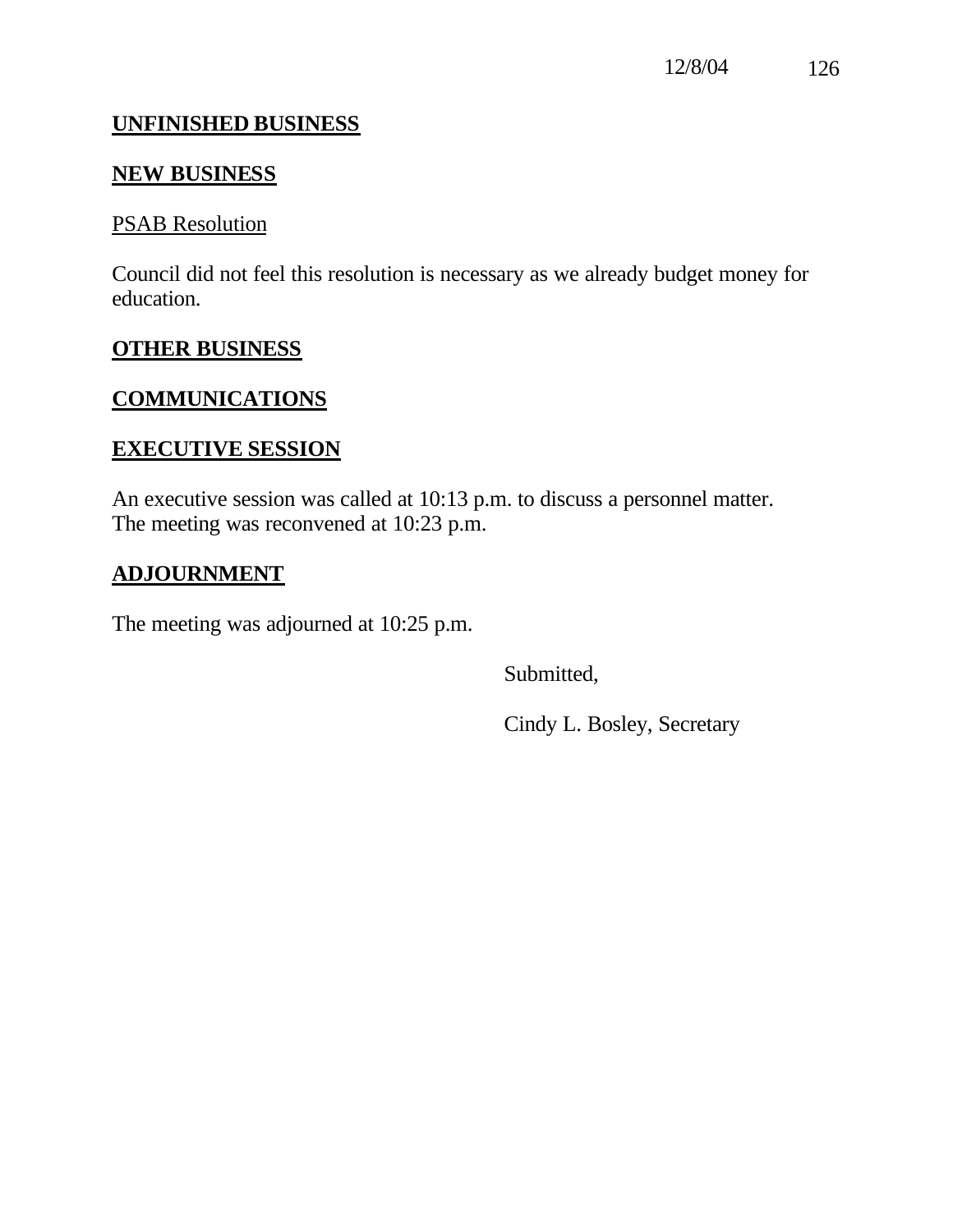## UNFINISHED BUSINESS

## NEW BUSINESS

PSAB Resolution

Council did not feel this resolution is necessary as we already budget money for education.

## OTHER BUSINESS

## COMMUNICATIONS

## EXECUTIVE SESSION

An executive session was called at 10:13 p.m. to discuss a personnel matter. The meeting was reconvened at 10:23 p.m.

## ADJOURNMENT

The meeting was adjourned at 10:25 p.m.

Submitted,

Cindy L. Bosley, Secretary